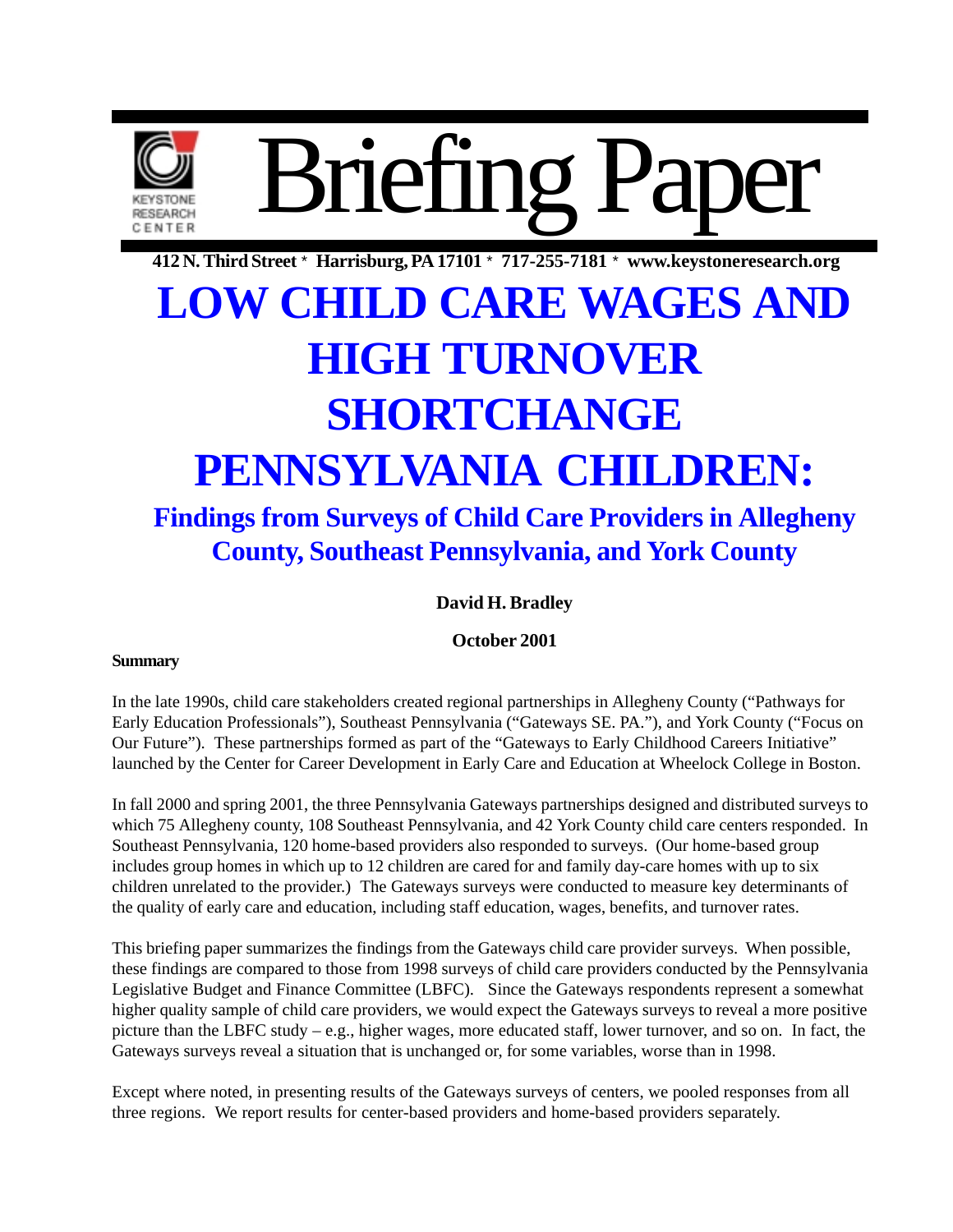# Briefing Paper

KEYSTONE RESEARCH CENTER

**412 N. Third Street * Harrisburg, PA 17101 * 717-255-7181 * www.keystoneresearch.org**

# LOW CHILD CARE WAGES AND HIGH TURNOVER SHORTCHANGE PENNSYLVANIA CHILDREN:

## Findings from Surveys of Child Care Providers in Allegheny County, Southeast Pennsylvania, and York County

**David H. Bradley**

**October 2001**

**Summary**

In the late 1990s, child care stakeholders created regional partnerships in Allegheny County ("Pathways for Early Education Professionals"), Southeast Pennsylvania ("Gateways SE. PA."), and York County ("Focus on Our Future"). These partnerships formed as part of the "Gateways to Early Childhood Careers Initiative" launched by the Center for Career Development in Early Care and Education at Wheelock College in Boston.

In fall 2000 and spring 2001, the three Pennsylvania Gateways partnerships designed and distributed surveys to which 75 Allegheny county, 108 Southeast Pennsylvania, and 42 York County child care centers responded. In Southeast Pennsylvania, 120 home-based providers also responded to surveys. (Our home-based group includes group homes in which up to 12 children are cared for and family day-care homes with up to six children unrelated to the provider.) The Gateways surveys were conducted to measure key determinants of the quality of early care and education, including staff education, wages, benefits, and turnover rates.

This briefing paper summarizes the findings from the Gateways child care provider surveys. When possible, these findings are compared to those from 1998 surveys of child care providers conducted by the Pennsylvania Legislative Budget and Finance Committee (LBFC). Since the Gateways respondents represent a somewhat higher quality sample of child care providers, we would expect the Gateways surveys to reveal a more positive picture than the LBFC study – e.g., higher wages, more educated staff, lower turnover, and so on. In fact, the Gateways surveys reveal a situation that is unchanged or, for some variables, worse than in 1998.

Except where noted, in presenting results of the Gateways surveys of centers, we pooled responses from all three regions. We report results for center-based providers and home-based providers separately.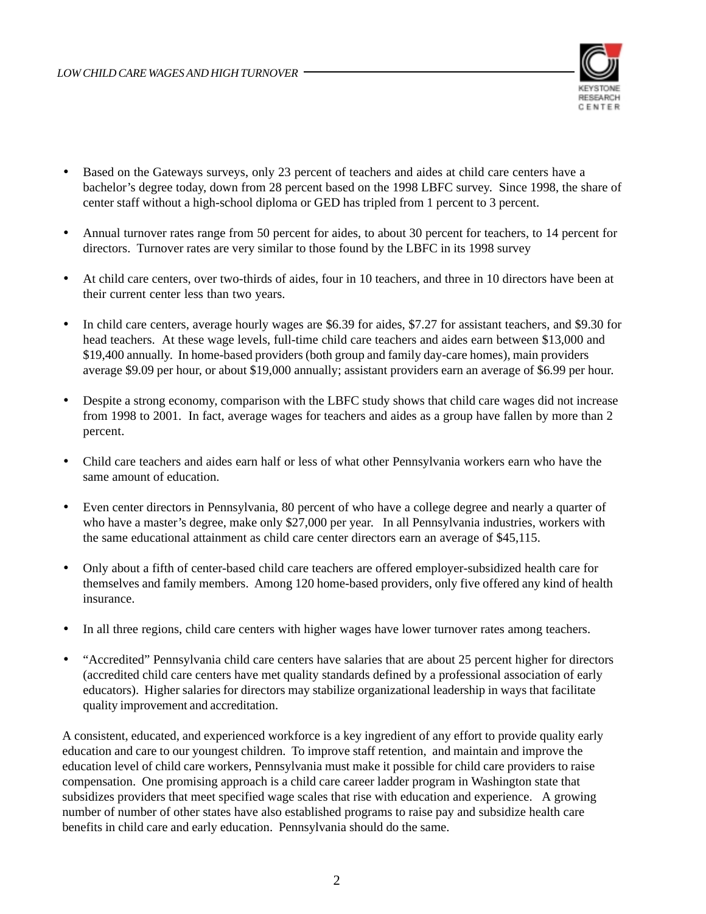- Based on the Gateways surveys, only 23 percent of teachers and aides at child care centers have a bachelor's degree today, down from 28 percent based on the 1998 LBFC survey. Since 1998, the share of center staff without a high-school diploma or GED has tripled from 1 percent to 3 percent.

- Annual turnover rates range from 50 percent for aides, to about 30 percent for teachers, to 14 percent for directors. Turnover rates are very similar to those found by the LBFC in its 1998 survey

- At child care centers, over two-thirds of aides, four in 10 teachers, and three in 10 directors have been at their current center less than two years.

- In child care centers, average hourly wages are $6.39 for aides, $7.27 for assistant teachers, and $9.30 for head teachers. At these wage levels, full-time child care teachers and aides earn between $13,000 and $19,400 annually. In home-based providers (both group and family day-care homes), main providers average $9.09 per hour, or about $19,000 annually; assistant providers earn an average of $6.99 per hour.

- Despite a strong economy, comparison with the LBFC study shows that child care wages did not increase from 1998 to 2001. In fact, average wages for teachers and aides as a group have fallen by more than 2 percent.

- Child care teachers and aides earn half or less of what other Pennsylvania workers earn who have the same amount of education.

- Even center directors in Pennsylvania, 80 percent of who have a college degree and nearly a quarter of who have a master's degree, make only $27,000 per year. In all Pennsylvania industries, workers with the same educational attainment as child care center directors earn an average of $45,115.

- Only about a fifth of center-based child care teachers are offered employer-subsidized health care for themselves and family members. Among 120 home-based providers, only five offered any kind of health insurance.

- In all three regions, child care centers with higher wages have lower turnover rates among teachers.

- "Accredited" Pennsylvania child care centers have salaries that are about 25 percent higher for directors (accredited child care centers have met quality standards defined by a professional association of early educators). Higher salaries for directors may stabilize organizational leadership in ways that facilitate quality improvement and accreditation.

A consistent, educated, and experienced workforce is a key ingredient of any effort to provide quality early education and care to our youngest children. To improve staff retention, and maintain and improve the education level of child care workers, Pennsylvania must make it possible for child care providers to raise compensation. One promising approach is a child care career ladder program in Washington state that subsidizes providers that meet specified wage scales that rise with education and experience. A growing number of number of other states have also established programs to raise pay and subsidize health care benefits in child care and early education. Pennsylvania should do the same.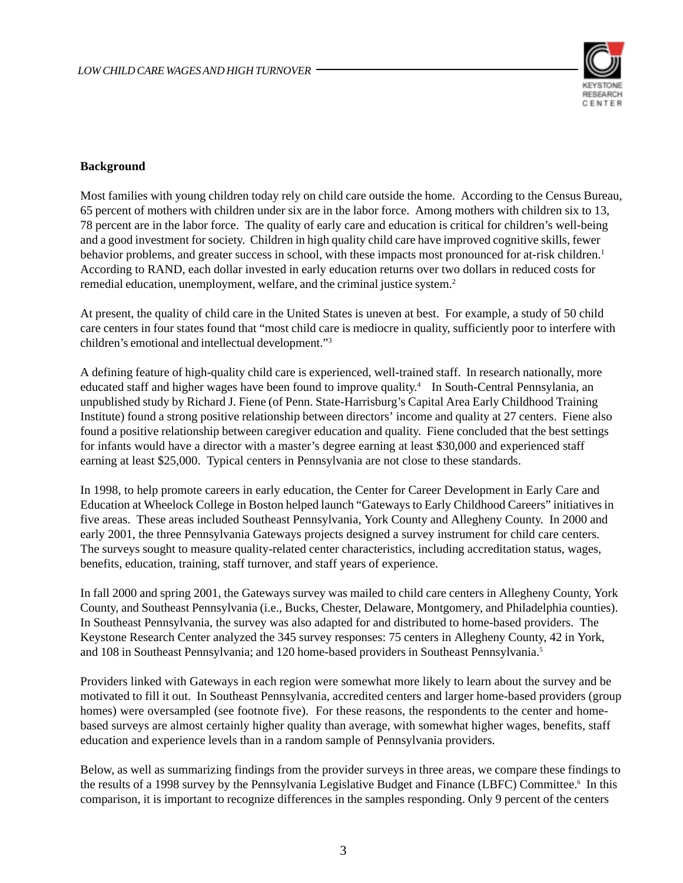**Background**

Most families with young children today rely on child care outside the home. According to the Census Bureau, 65 percent of mothers with children under six are in the labor force. Among mothers with children six to 13, 78 percent are in the labor force. The quality of early care and education is critical for children's well-being and a good investment for society. Children in high quality child care have improved cognitive skills, fewer behavior problems, and greater success in school, with these impacts most pronounced for at-risk children.[1] According to RAND, each dollar invested in early education returns over two dollars in reduced costs for remedial education, unemployment, welfare, and the criminal justice system.[2]

At present, the quality of child care in the United States is uneven at best. For example, a study of 50 child care centers in four states found that "most child care is mediocre in quality, sufficiently poor to interfere with children's emotional and intellectual development."[3]

A defining feature of high-quality child care is experienced, well-trained staff. In research nationally, more educated staff and higher wages have been found to improve quality.[4] In South-Central Pennsylania, an unpublished study by Richard J. Fiene (of Penn. State-Harrisburg's Capital Area Early Childhood Training Institute) found a strong positive relationship between directors' income and quality at 27 centers. Fiene also found a positive relationship between caregiver education and quality. Fiene concluded that the best settings for infants would have a director with a master's degree earning at least $30,000 and experienced staff earning at least $25,000. Typical centers in Pennsylvania are not close to these standards.

In 1998, to help promote careers in early education, the Center for Career Development in Early Care and Education at Wheelock College in Boston helped launch "Gateways to Early Childhood Careers" initiatives in five areas. These areas included Southeast Pennsylvania, York County and Allegheny County. In 2000 and early 2001, the three Pennsylvania Gateways projects designed a survey instrument for child care centers. The surveys sought to measure quality-related center characteristics, including accreditation status, wages, benefits, education, training, staff turnover, and staff years of experience.

In fall 2000 and spring 2001, the Gateways survey was mailed to child care centers in Allegheny County, York County, and Southeast Pennsylvania (i.e., Bucks, Chester, Delaware, Montgomery, and Philadelphia counties). In Southeast Pennsylvania, the survey was also adapted for and distributed to home-based providers. The Keystone Research Center analyzed the 345 survey responses: 75 centers in Allegheny County, 42 in York, and 108 in Southeast Pennsylvania; and 120 home-based providers in Southeast Pennsylvania.[5]

Providers linked with Gateways in each region were somewhat more likely to learn about the survey and be motivated to fill it out. In Southeast Pennsylvania, accredited centers and larger home-based providers (group homes) were oversampled (see footnote five). For these reasons, the respondents to the center and home-based surveys are almost certainly higher quality than average, with somewhat higher wages, benefits, staff education and experience levels than in a random sample of Pennsylvania providers.

Below, as well as summarizing findings from the provider surveys in three areas, we compare these findings to the results of a 1998 survey by the Pennsylvania Legislative Budget and Finance (LBFC) Committee.[6] In this comparison, it is important to recognize differences in the samples responding. Only 9 percent of the centers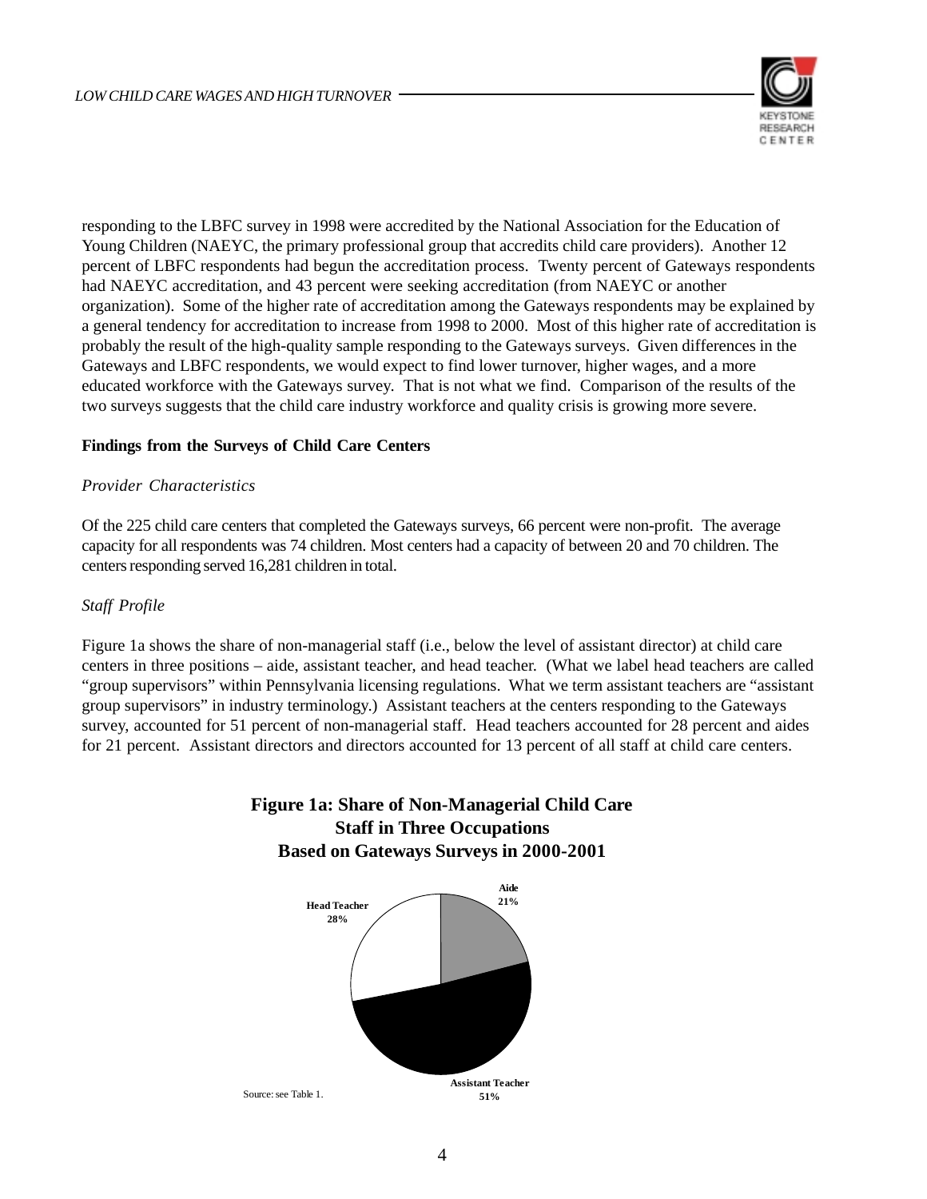responding to the LBFC survey in 1998 were accredited by the National Association for the Education of Young Children (NAEYC, the primary professional group that accredits child care providers). Another 12 percent of LBFC respondents had begun the accreditation process. Twenty percent of Gateways respondents had NAEYC accreditation, and 43 percent were seeking accreditation (from NAEYC or another organization). Some of the higher rate of accreditation among the Gateways respondents may be explained by a general tendency for accreditation to increase from 1998 to 2000. Most of this higher rate of accreditation is probably the result of the high-quality sample responding to the Gateways surveys. Given differences in the Gateways and LBFC respondents, we would expect to find lower turnover, higher wages, and a more educated workforce with the Gateways survey. That is not what we find. Comparison of the results of the two surveys suggests that the child care industry workforce and quality crisis is growing more severe.

**Findings from the Surveys of Child Care Centers**

*Provider Characteristics*

Of the 225 child care centers that completed the Gateways surveys, 66 percent were non-profit. The average capacity for all respondents was 74 children. Most centers had a capacity of between 20 and 70 children. The centers responding served 16,281 children in total.

*Staff Profile*

Figure 1a shows the share of non-managerial staff (i.e., below the level of assistant director) at child care centers in three positions – aide, assistant teacher, and head teacher. (What we label head teachers are called "group supervisors" within Pennsylvania licensing regulations. What we term assistant teachers are "assistant group supervisors" in industry terminology.) Assistant teachers at the centers responding to the Gateways survey, accounted for 51 percent of non-managerial staff. Head teachers accounted for 28 percent and aides for 21 percent. Assistant directors and directors accounted for 13 percent of all staff at child care centers.

**Figure 1a: Share of Non-Managerial Child Care Staff in Three Occupations Based on Gateways Surveys in 2000-2001**

Aide
21%

Head Teacher
28%

Assistant Teacher
51%

Source: see Table 1.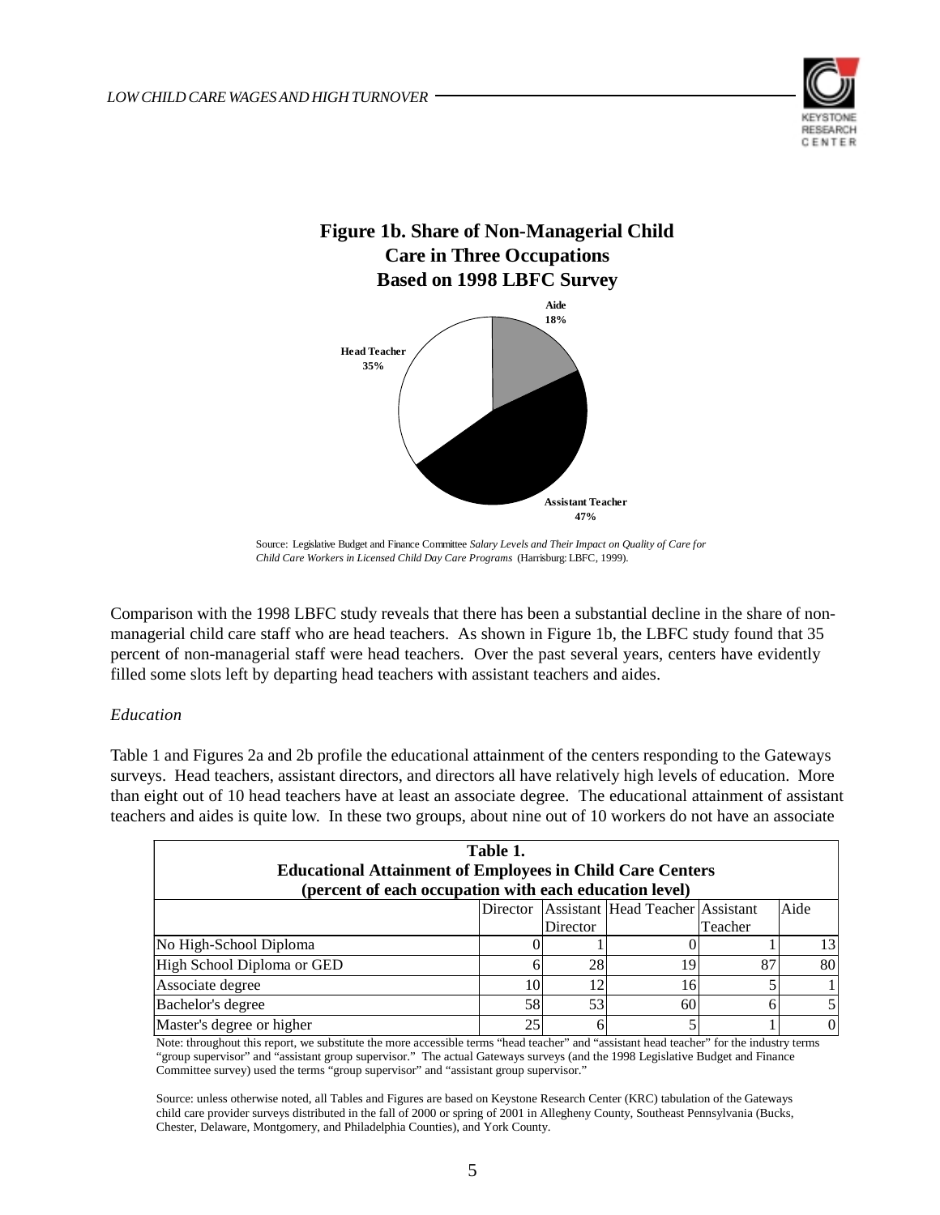**Figure 1b. Share of Non-Managerial Child Care in Three Occupations Based on 1998 LBFC Survey**

Aide
18%

Head Teacher
35%

Assistant Teacher
47%

Source: Legislative Budget and Finance Committee *Salary Levels and Their Impact on Quality of Care for Child Care Workers in Licensed Child Day Care Programs* (Harrisburg: LBFC, 1999).

Comparison with the 1998 LBFC study reveals that there has been a substantial decline in the share of non-managerial child care staff who are head teachers. As shown in Figure 1b, the LBFC study found that 35 percent of non-managerial staff were head teachers. Over the past several years, centers have evidently filled some slots left by departing head teachers with assistant teachers and aides.

*Education*

Table 1 and Figures 2a and 2b profile the educational attainment of the centers responding to the Gateways surveys. Head teachers, assistant directors, and directors all have relatively high levels of education. More than eight out of 10 head teachers have at least an associate degree. The educational attainment of assistant teachers and aides is quite low. In these two groups, about nine out of 10 workers do not have an associate

**Table 1.**
**Educational Attainment of Employees in Child Care Centers**
**(percent of each occupation with each education level)**

| | Director | Assistant Director | Head Teacher | Assistant Teacher | Aide |
|---|---|---|---|---|---|
| No High-School Diploma | 0 | 1 | 0 | 1 | 13 |
| High School Diploma or GED | 6 | 28 | 19 | 87 | 80 |
| Associate degree | 10 | 12 | 16 | 5 | 1 |
| Bachelor's degree | 58 | 53 | 60 | 6 | 5 |
| Master's degree or higher | 25 | 6 | 5 | 1 | 0 |

Note: throughout this report, we substitute the more accessible terms "head teacher" and "assistant head teacher" for the industry terms "group supervisor" and "assistant group supervisor." The actual Gateways surveys (and the 1998 Legislative Budget and Finance Committee survey) used the terms "group supervisor" and "assistant group supervisor."

Source: unless otherwise noted, all Tables and Figures are based on Keystone Research Center (KRC) tabulation of the Gateways child care provider surveys distributed in the fall of 2000 or spring of 2001 in Allegheny County, Southeast Pennsylvania (Bucks, Chester, Delaware, Montgomery, and Philadelphia Counties), and York County.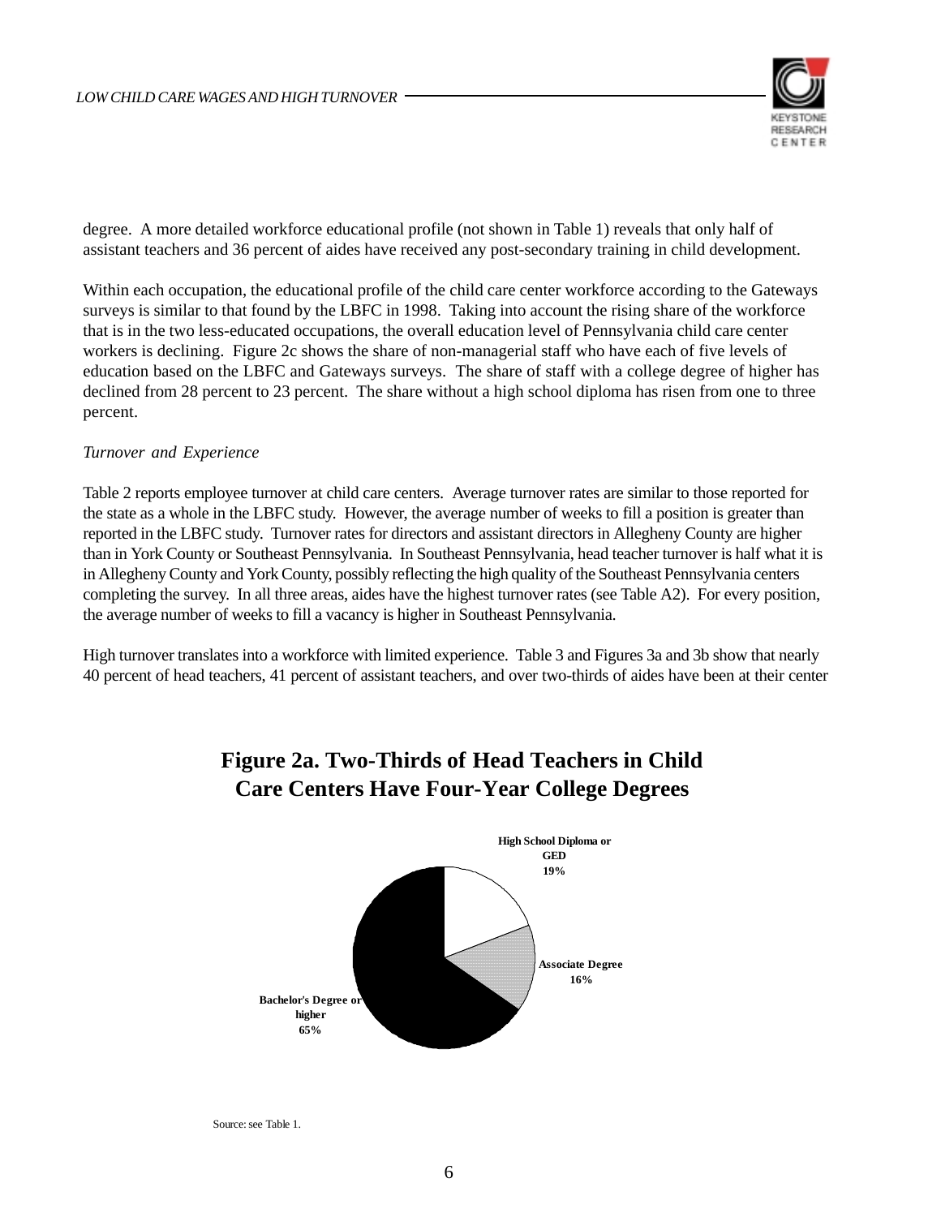degree. A more detailed workforce educational profile (not shown in Table 1) reveals that only half of assistant teachers and 36 percent of aides have received any post-secondary training in child development.

Within each occupation, the educational profile of the child care center workforce according to the Gateways surveys is similar to that found by the LBFC in 1998. Taking into account the rising share of the workforce that is in the two less-educated occupations, the overall education level of Pennsylvania child care center workers is declining. Figure 2c shows the share of non-managerial staff who have each of five levels of education based on the LBFC and Gateways surveys. The share of staff with a college degree of higher has declined from 28 percent to 23 percent. The share without a high school diploma has risen from one to three percent.

*Turnover and Experience*

Table 2 reports employee turnover at child care centers. Average turnover rates are similar to those reported for the state as a whole in the LBFC study. However, the average number of weeks to fill a position is greater than reported in the LBFC study. Turnover rates for directors and assistant directors in Allegheny County are higher than in York County or Southeast Pennsylvania. In Southeast Pennsylvania, head teacher turnover is half what it is in Allegheny County and York County, possibly reflecting the high quality of the Southeast Pennsylvania centers completing the survey. In all three areas, aides have the highest turnover rates (see Table A2). For every position, the average number of weeks to fill a vacancy is higher in Southeast Pennsylvania.

High turnover translates into a workforce with limited experience. Table 3 and Figures 3a and 3b show that nearly 40 percent of head teachers, 41 percent of assistant teachers, and over two-thirds of aides have been at their center

**Figure 2a. Two-Thirds of Head Teachers in Child Care Centers Have Four-Year College Degrees**

High School Diploma or GED
19%

Associate Degree
16%

Bachelor's Degree or higher
65%

Source: see Table 1.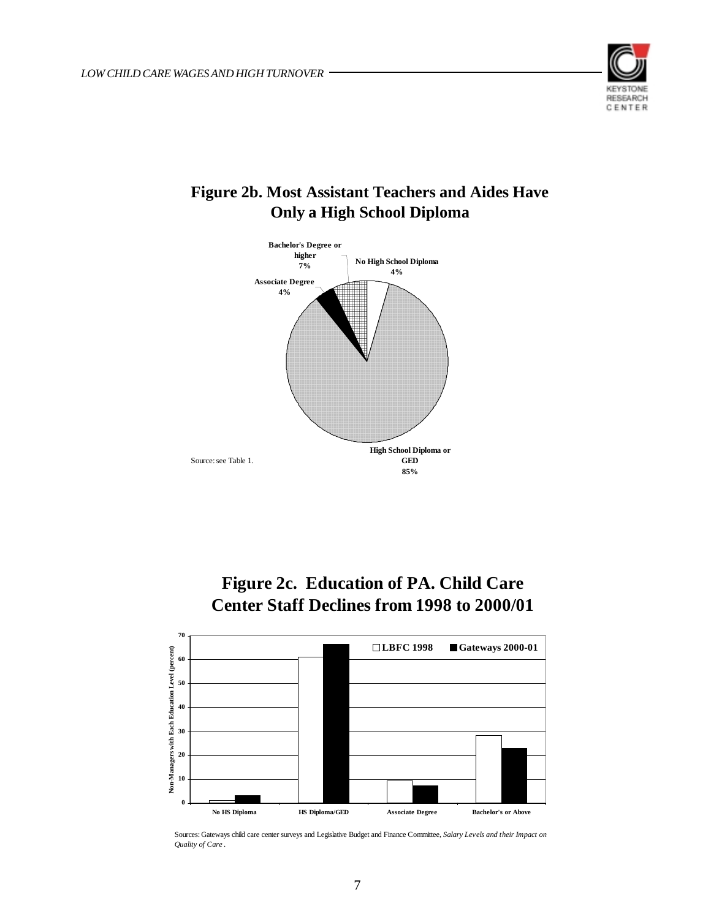## Figure 2b. Most Assistant Teachers and Aides Have Only a High School Diploma

Bachelor's Degree or higher 7%

No High School Diploma 4%

Associate Degree 4%

High School Diploma or GED 85%

Source: see Table 1.

## Figure 2c. Education of PA. Child Care Center Staff Declines from 1998 to 2000/01

Non-Managers with Each Education Level (percent)

□ LBFC 1998 ■ Gateways 2000-01

No HS Diploma | HS Diploma/GED | Associate Degree | Bachelor's or Above

Sources: Gateways child care center surveys and Legislative Budget and Finance Committee, *Salary Levels and their Impact on Quality of Care*.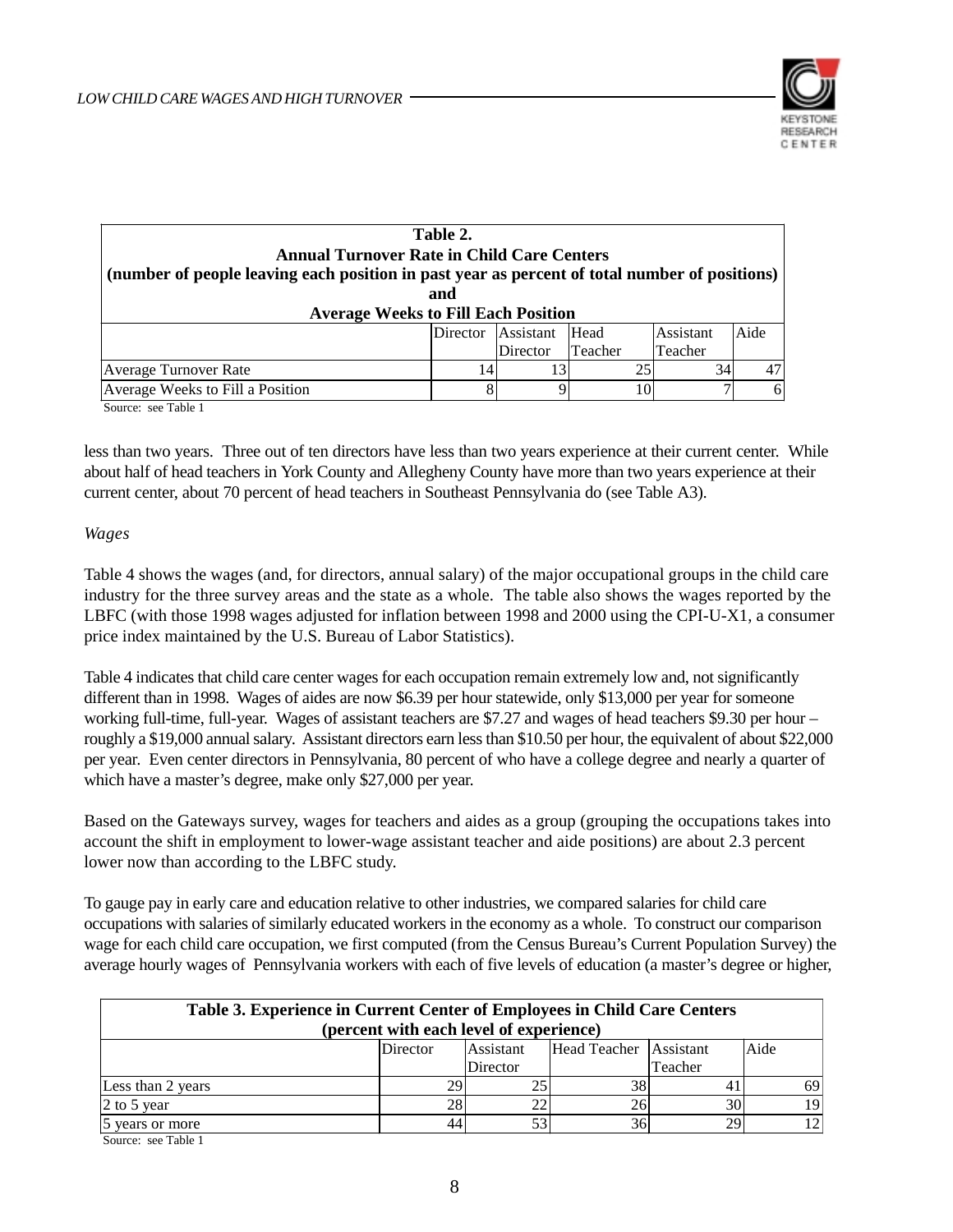| Table 2. Annual Turnover Rate in Child Care Centers (number of people leaving each position in past year as percent of total number of positions) and Average Weeks to Fill Each Position | | | | | |
|---|---|---|---|---|---|
| | Director | Assistant Director | Head Teacher | Assistant Teacher | Aide |
| Average Turnover Rate | 14 | 13 | 25 | 34 | 47 |
| Average Weeks to Fill a Position | 8 | 9 | 10 | 7 | 6 |

Source: see Table 1

less than two years. Three out of ten directors have less than two years experience at their current center. While about half of head teachers in York County and Allegheny County have more than two years experience at their current center, about 70 percent of head teachers in Southeast Pennsylvania do (see Table A3).

*Wages*

Table 4 shows the wages (and, for directors, annual salary) of the major occupational groups in the child care industry for the three survey areas and the state as a whole. The table also shows the wages reported by the LBFC (with those 1998 wages adjusted for inflation between 1998 and 2000 using the CPI-U-X1, a consumer price index maintained by the U.S. Bureau of Labor Statistics).

Table 4 indicates that child care center wages for each occupation remain extremely low and, not significantly different than in 1998. Wages of aides are now $6.39 per hour statewide, only $13,000 per year for someone working full-time, full-year. Wages of assistant teachers are $7.27 and wages of head teachers $9.30 per hour – roughly a $19,000 annual salary. Assistant directors earn less than $10.50 per hour, the equivalent of about $22,000 per year. Even center directors in Pennsylvania, 80 percent of who have a college degree and nearly a quarter of which have a master's degree, make only $27,000 per year.

Based on the Gateways survey, wages for teachers and aides as a group (grouping the occupations takes into account the shift in employment to lower-wage assistant teacher and aide positions) are about 2.3 percent lower now than according to the LBFC study.

To gauge pay in early care and education relative to other industries, we compared salaries for child care occupations with salaries of similarly educated workers in the economy as a whole. To construct our comparison wage for each child care occupation, we first computed (from the Census Bureau's Current Population Survey) the average hourly wages of Pennsylvania workers with each of five levels of education (a master's degree or higher,

| Table 3. Experience in Current Center of Employees in Child Care Centers (percent with each level of experience) | | | | | |
|---|---|---|---|---|---|
| | Director | Assistant Director | Head Teacher | Assistant Teacher | Aide |
| Less than 2 years | 29 | 25 | 38 | 41 | 69 |
| 2 to 5 year | 28 | 22 | 26 | 30 | 19 |
| 5 years or more | 44 | 53 | 36 | 29 | 12 |

Source: see Table 1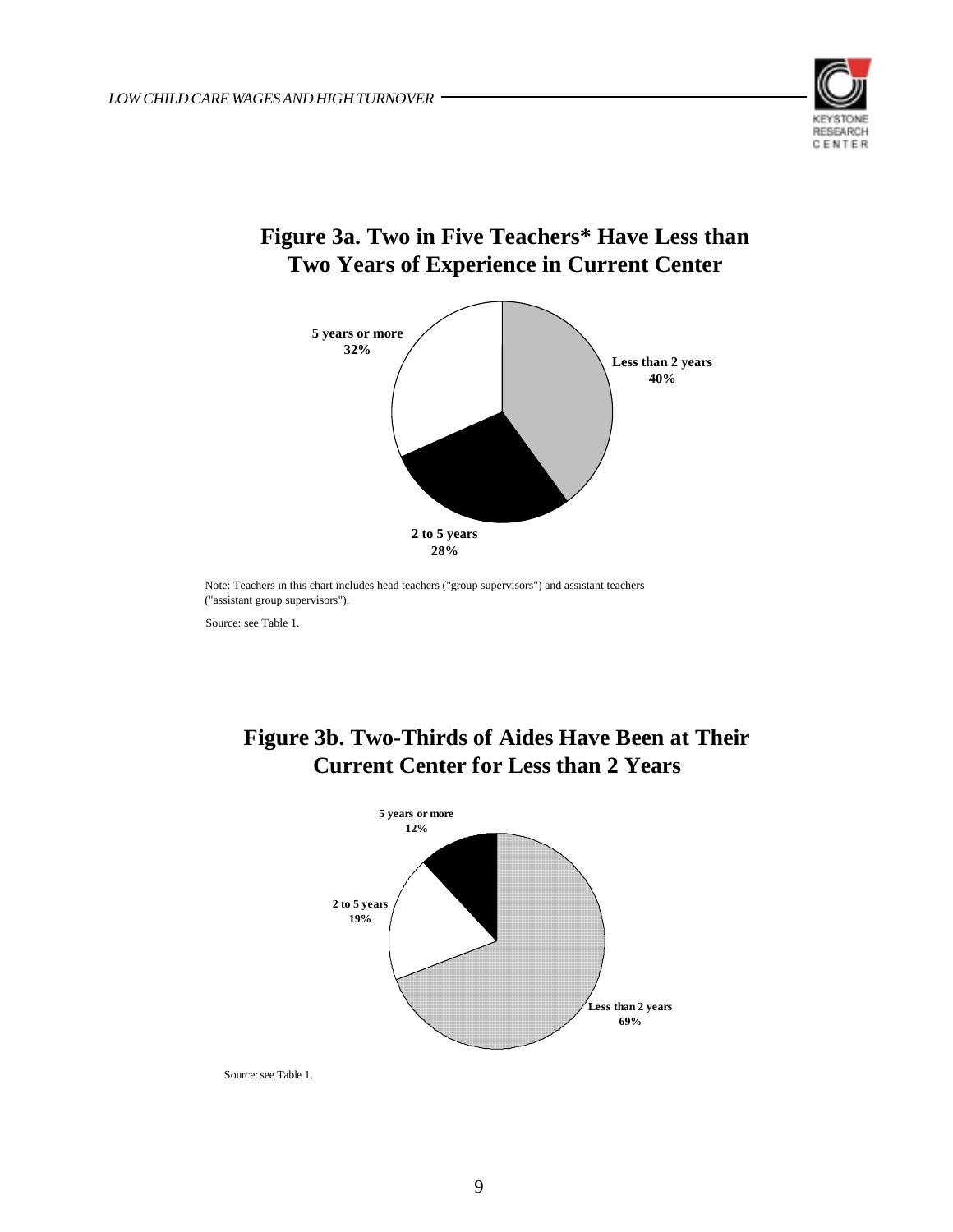## Figure 3a. Two in Five Teachers* Have Less than Two Years of Experience in Current Center

5 years or more
32%

Less than 2 years
40%

2 to 5 years
28%

Note: Teachers in this chart includes head teachers ("group supervisors") and assistant teachers ("assistant group supervisors").

Source: see Table 1.

## Figure 3b. Two-Thirds of Aides Have Been at Their Current Center for Less than 2 Years

5 years or more
12%

2 to 5 years
19%

Less than 2 years
69%

Source: see Table 1.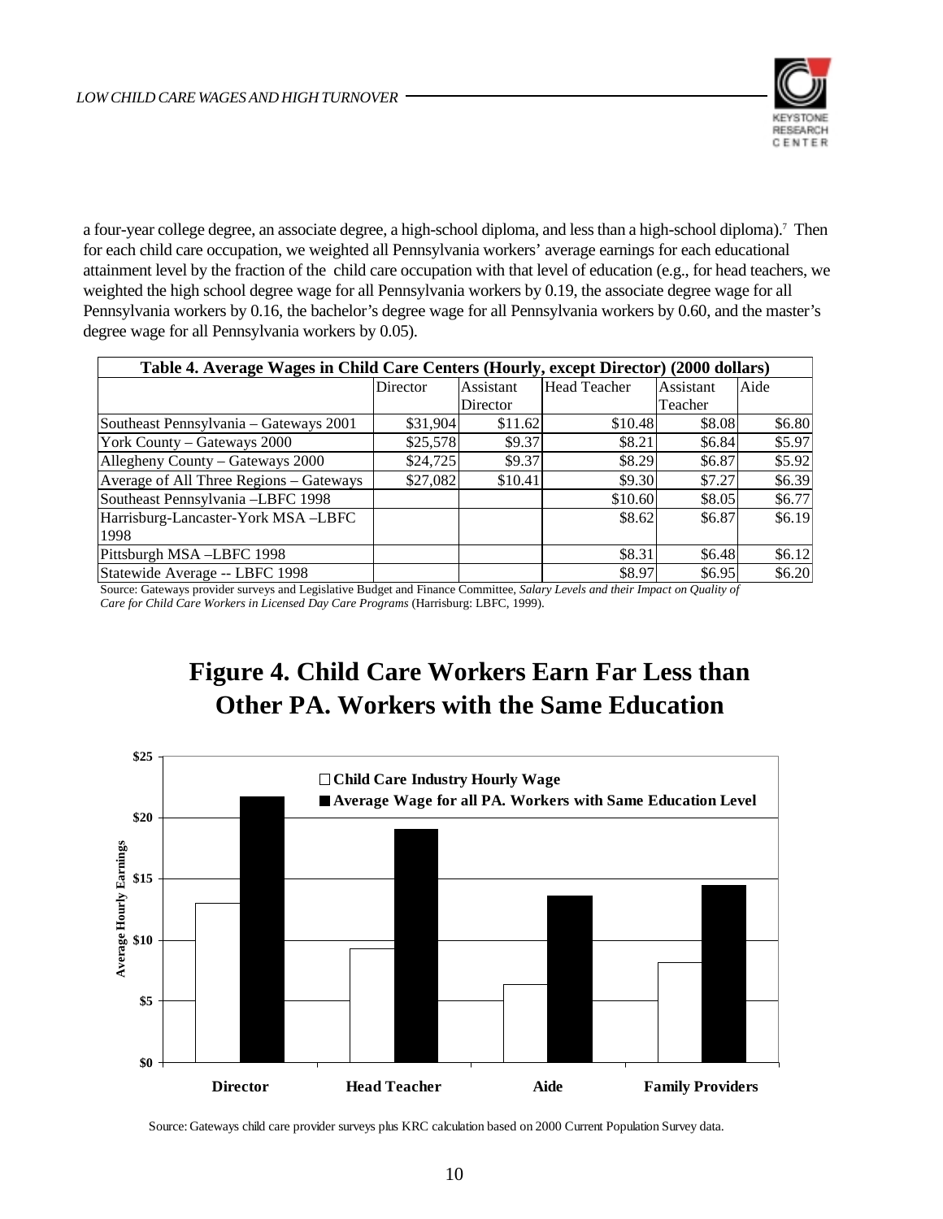a four-year college degree, an associate degree, a high-school diploma, and less than a high-school diploma).[7] Then for each child care occupation, we weighted all Pennsylvania workers' average earnings for each educational attainment level by the fraction of the child care occupation with that level of education (e.g., for head teachers, we weighted the high school degree wage for all Pennsylvania workers by 0.19, the associate degree wage for all Pennsylvania workers by 0.16, the bachelor's degree wage for all Pennsylvania workers by 0.60, and the master's degree wage for all Pennsylvania workers by 0.05).

**Table 4. Average Wages in Child Care Centers (Hourly, except Director) (2000 dollars)**

| | Director | Assistant Director | Head Teacher | Assistant Teacher | Aide |
|---|---|---|---|---|---|
| Southeast Pennsylvania – Gateways 2001 | $31,904 | $11.62 | $10.48 | $8.08 | $6.80 |
| York County – Gateways 2000 | $25,578 | $9.37 | $8.21 | $6.84 | $5.97 |
| Allegheny County – Gateways 2000 | $24,725 | $9.37 | $8.29 | $6.87 | $5.92 |
| Average of All Three Regions – Gateways | $27,082 | $10.41 | $9.30 | $7.27 | $6.39 |
| Southeast Pennsylvania –LBFC 1998 | | | $10.60 | $8.05 | $6.77 |
| Harrisburg-Lancaster-York MSA –LBFC 1998 | | | $8.62 | $6.87 | $6.19 |
| Pittsburgh MSA –LBFC 1998 | | | $8.31 | $6.48 | $6.12 |
| Statewide Average -- LBFC 1998 | | | $8.97 | $6.95 | $6.20 |

Source: Gateways provider surveys and Legislative Budget and Finance Committee, *Salary Levels and their Impact on Quality of Care for Child Care Workers in Licensed Day Care Programs* (Harrisburg: LBFC, 1999).

## Figure 4. Child Care Workers Earn Far Less than Other PA. Workers with the Same Education

Average Hourly Earnings

$25
$20
$15
$10
$5
$0

□ Child Care Industry Hourly Wage
■ Average Wage for all PA. Workers with Same Education Level

Director
Head Teacher
Aide
Family Providers

Source: Gateways child care provider surveys plus KRC calculation based on 2000 Current Population Survey data.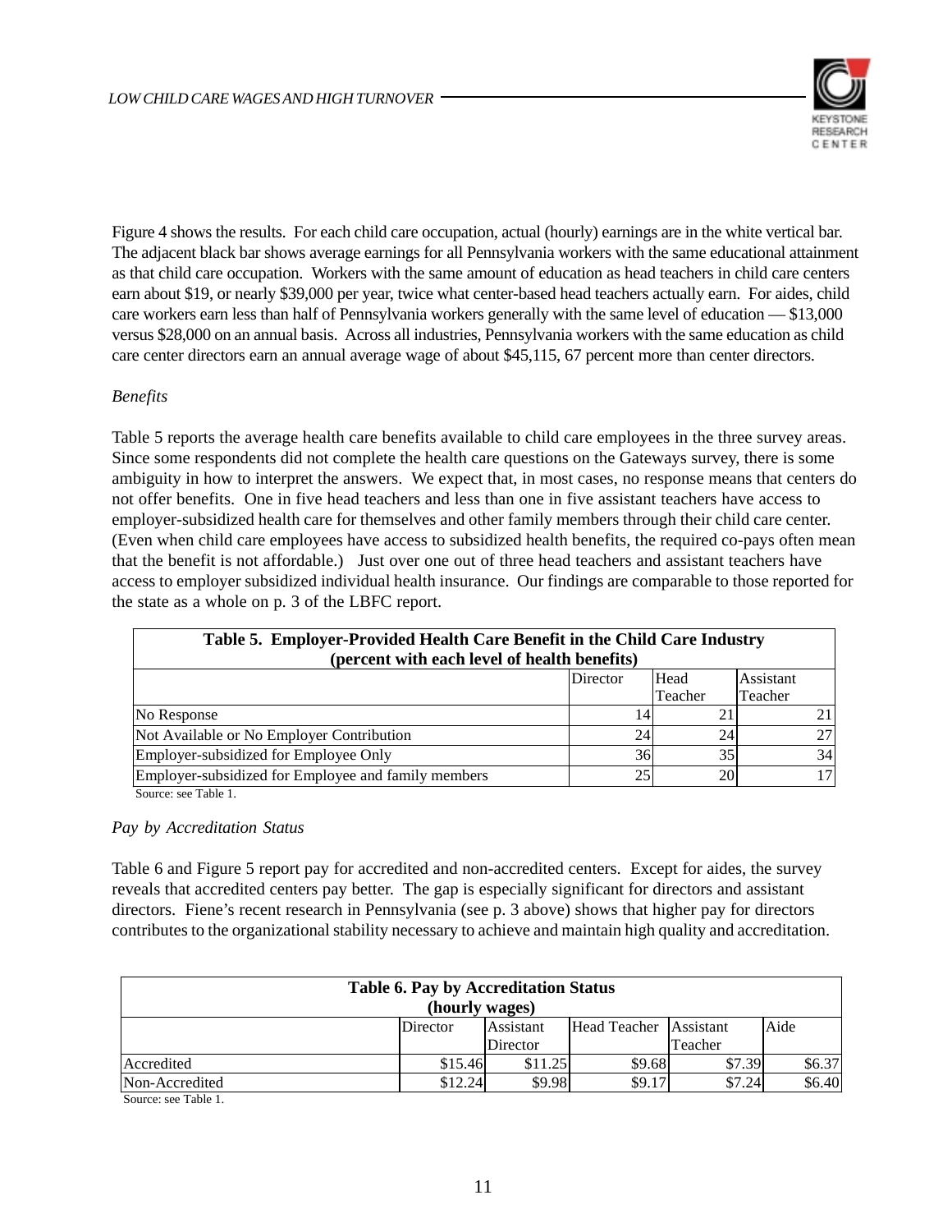Figure 4 shows the results. For each child care occupation, actual (hourly) earnings are in the white vertical bar. The adjacent black bar shows average earnings for all Pennsylvania workers with the same educational attainment as that child care occupation. Workers with the same amount of education as head teachers in child care centers earn about $19, or nearly $39,000 per year, twice what center-based head teachers actually earn. For aides, child care workers earn less than half of Pennsylvania workers generally with the same level of education — $13,000 versus $28,000 on an annual basis. Across all industries, Pennsylvania workers with the same education as child care center directors earn an annual average wage of about $45,115, 67 percent more than center directors.

*Benefits*

Table 5 reports the average health care benefits available to child care employees in the three survey areas. Since some respondents did not complete the health care questions on the Gateways survey, there is some ambiguity in how to interpret the answers. We expect that, in most cases, no response means that centers do not offer benefits. One in five head teachers and less than one in five assistant teachers have access to employer-subsidized health care for themselves and other family members through their child care center. (Even when child care employees have access to subsidized health benefits, the required co-pays often mean that the benefit is not affordable.) Just over one out of three head teachers and assistant teachers have access to employer subsidized individual health insurance. Our findings are comparable to those reported for the state as a whole on p. 3 of the LBFC report.

**Table 5. Employer-Provided Health Care Benefit in the Child Care Industry (percent with each level of health benefits)**

| | Director | Head Teacher | Assistant Teacher |
|---|---|---|---|
| No Response | 14 | 21 | 21 |
| Not Available or No Employer Contribution | 24 | 24 | 27 |
| Employer-subsidized for Employee Only | 36 | 35 | 34 |
| Employer-subsidized for Employee and family members | 25 | 20 | 17 |

Source: see Table 1.

*Pay by Accreditation Status*

Table 6 and Figure 5 report pay for accredited and non-accredited centers. Except for aides, the survey reveals that accredited centers pay better. The gap is especially significant for directors and assistant directors. Fiene's recent research in Pennsylvania (see p. 3 above) shows that higher pay for directors contributes to the organizational stability necessary to achieve and maintain high quality and accreditation.

**Table 6. Pay by Accreditation Status (hourly wages)**

| | Director | Assistant Director | Head Teacher | Assistant Teacher | Aide |
|---|---|---|---|---|---|
| Accredited | $15.46 | $11.25 | $9.68 | $7.39 | $6.37 |
| Non-Accredited | $12.24 | $9.98 | $9.17 | $7.24 | $6.40 |

Source: see Table 1.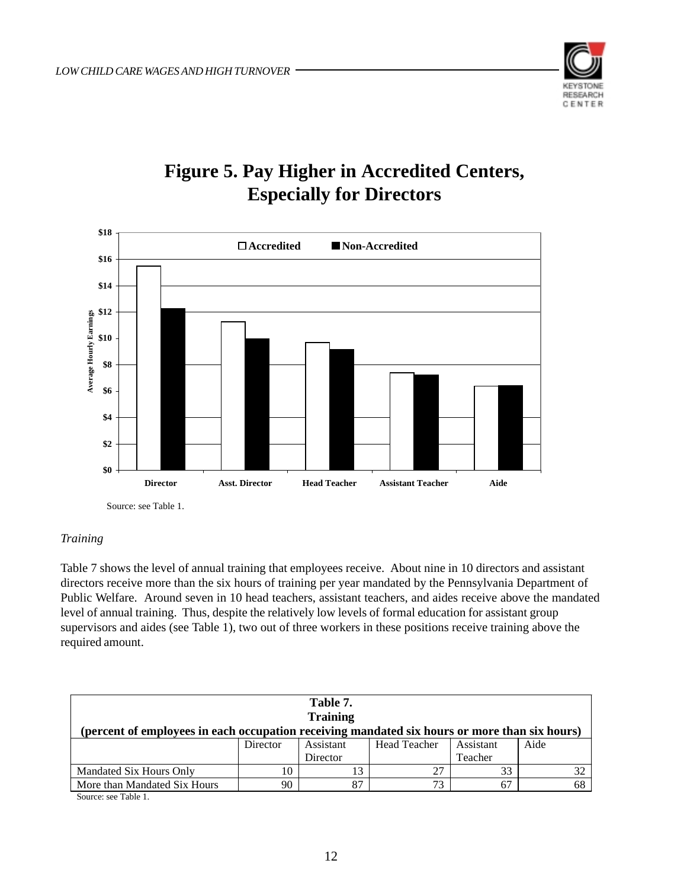# Figure 5. Pay Higher in Accredited Centers, Especially for Directors

Accredited
Non-Accredited

Average Hourly Earnings

$18
$16
$14
$12
$10
$8
$6
$4
$2
$0

Director
Asst. Director
Head Teacher
Assistant Teacher
Aide

Source: see Table 1.

*Training*

Table 7 shows the level of annual training that employees receive. About nine in 10 directors and assistant directors receive more than the six hours of training per year mandated by the Pennsylvania Department of Public Welfare. Around seven in 10 head teachers, assistant teachers, and aides receive above the mandated level of annual training. Thus, despite the relatively low levels of formal education for assistant group supervisors and aides (see Table 1), two out of three workers in these positions receive training above the required amount.

**Table 7.**
**Training**
**(percent of employees in each occupation receiving mandated six hours or more than six hours)**

| | Director | Assistant Director | Head Teacher | Assistant Teacher | Aide |
|---|---|---|---|---|---|
| Mandated Six Hours Only | 10 | 13 | 27 | 33 | 32 |
| More than Mandated Six Hours | 90 | 87 | 73 | 67 | 68 |

Source: see Table 1.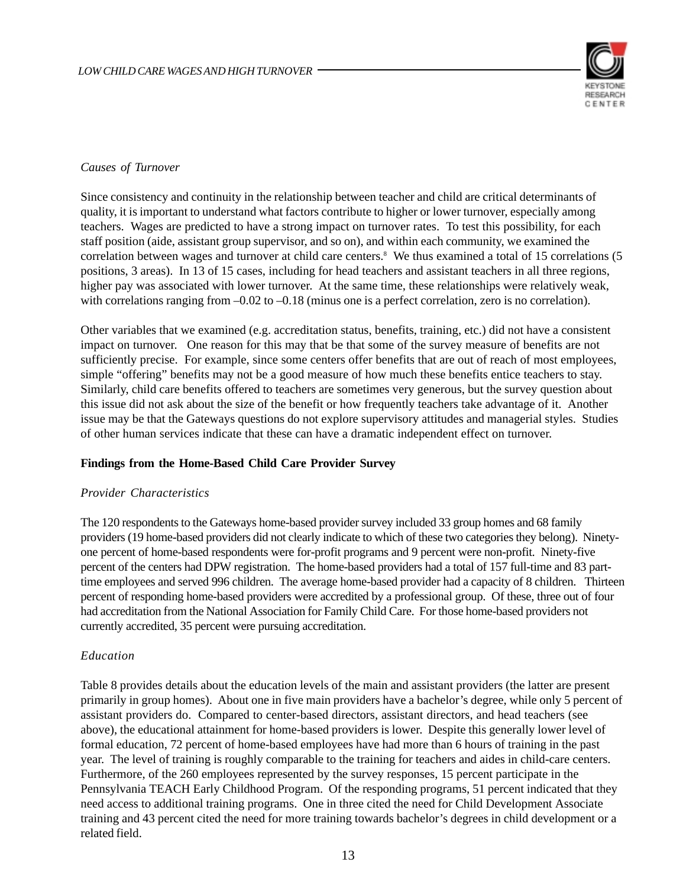*Causes of Turnover*

Since consistency and continuity in the relationship between teacher and child are critical determinants of quality, it is important to understand what factors contribute to higher or lower turnover, especially among teachers. Wages are predicted to have a strong impact on turnover rates. To test this possibility, for each staff position (aide, assistant group supervisor, and so on), and within each community, we examined the correlation between wages and turnover at child care centers.[8] We thus examined a total of 15 correlations (5 positions, 3 areas). In 13 of 15 cases, including for head teachers and assistant teachers in all three regions, higher pay was associated with lower turnover. At the same time, these relationships were relatively weak, with correlations ranging from –0.02 to –0.18 (minus one is a perfect correlation, zero is no correlation).

Other variables that we examined (e.g. accreditation status, benefits, training, etc.) did not have a consistent impact on turnover. One reason for this may that be that some of the survey measure of benefits are not sufficiently precise. For example, since some centers offer benefits that are out of reach of most employees, simple "offering" benefits may not be a good measure of how much these benefits entice teachers to stay. Similarly, child care benefits offered to teachers are sometimes very generous, but the survey question about this issue did not ask about the size of the benefit or how frequently teachers take advantage of it. Another issue may be that the Gateways questions do not explore supervisory attitudes and managerial styles. Studies of other human services indicate that these can have a dramatic independent effect on turnover.

**Findings from the Home-Based Child Care Provider Survey**

*Provider Characteristics*

The 120 respondents to the Gateways home-based provider survey included 33 group homes and 68 family providers (19 home-based providers did not clearly indicate to which of these two categories they belong). Ninety-one percent of home-based respondents were for-profit programs and 9 percent were non-profit. Ninety-five percent of the centers had DPW registration. The home-based providers had a total of 157 full-time and 83 part-time employees and served 996 children. The average home-based provider had a capacity of 8 children. Thirteen percent of responding home-based providers were accredited by a professional group. Of these, three out of four had accreditation from the National Association for Family Child Care. For those home-based providers not currently accredited, 35 percent were pursuing accreditation.

*Education*

Table 8 provides details about the education levels of the main and assistant providers (the latter are present primarily in group homes). About one in five main providers have a bachelor's degree, while only 5 percent of assistant providers do. Compared to center-based directors, assistant directors, and head teachers (see above), the educational attainment for home-based providers is lower. Despite this generally lower level of formal education, 72 percent of home-based employees have had more than 6 hours of training in the past year. The level of training is roughly comparable to the training for teachers and aides in child-care centers. Furthermore, of the 260 employees represented by the survey responses, 15 percent participate in the Pennsylvania TEACH Early Childhood Program. Of the responding programs, 51 percent indicated that they need access to additional training programs. One in three cited the need for Child Development Associate training and 43 percent cited the need for more training towards bachelor's degrees in child development or a related field.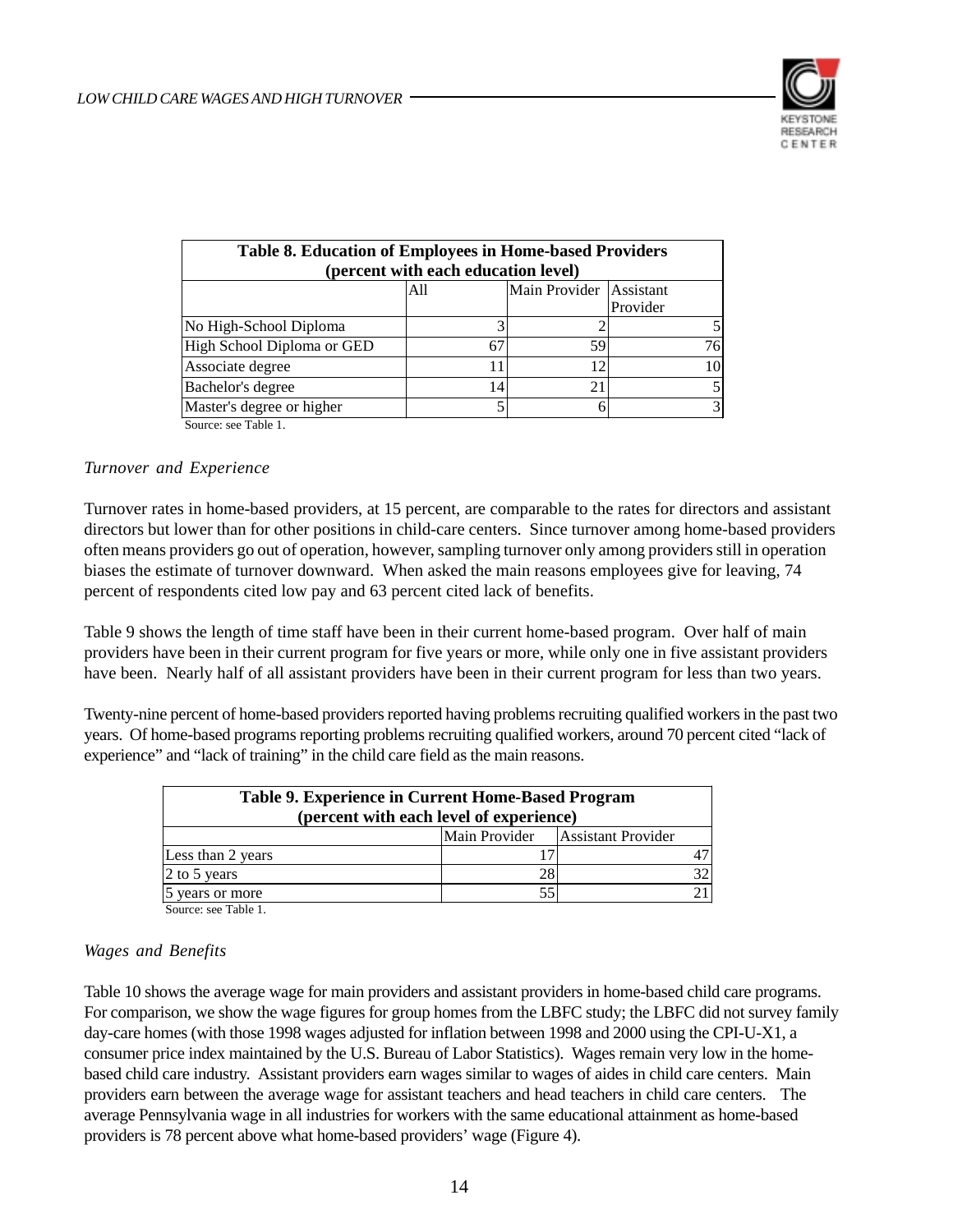| Table 8. Education of Employees in Home-based Providers (percent with each education level) | | | |
|---|---|---|---|
| | All | Main Provider | Assistant Provider |
| No High-School Diploma | 3 | 2 | 5 |
| High School Diploma or GED | 67 | 59 | 76 |
| Associate degree | 11 | 12 | 10 |
| Bachelor's degree | 14 | 21 | 5 |
| Master's degree or higher | 5 | 6 | 3 |

Source: see Table 1.

*Turnover and Experience*

Turnover rates in home-based providers, at 15 percent, are comparable to the rates for directors and assistant directors but lower than for other positions in child-care centers. Since turnover among home-based providers often means providers go out of operation, however, sampling turnover only among providers still in operation biases the estimate of turnover downward. When asked the main reasons employees give for leaving, 74 percent of respondents cited low pay and 63 percent cited lack of benefits.

Table 9 shows the length of time staff have been in their current home-based program. Over half of main providers have been in their current program for five years or more, while only one in five assistant providers have been. Nearly half of all assistant providers have been in their current program for less than two years.

Twenty-nine percent of home-based providers reported having problems recruiting qualified workers in the past two years. Of home-based programs reporting problems recruiting qualified workers, around 70 percent cited "lack of experience" and "lack of training" in the child care field as the main reasons.

| Table 9. Experience in Current Home-Based Program (percent with each level of experience) | | |
|---|---|---|
| | Main Provider | Assistant Provider |
| Less than 2 years | 17 | 47 |
| 2 to 5 years | 28 | 32 |
| 5 years or more | 55 | 21 |

Source: see Table 1.

*Wages and Benefits*

Table 10 shows the average wage for main providers and assistant providers in home-based child care programs. For comparison, we show the wage figures for group homes from the LBFC study; the LBFC did not survey family day-care homes (with those 1998 wages adjusted for inflation between 1998 and 2000 using the CPI-U-X1, a consumer price index maintained by the U.S. Bureau of Labor Statistics). Wages remain very low in the home-based child care industry. Assistant providers earn wages similar to wages of aides in child care centers. Main providers earn between the average wage for assistant teachers and head teachers in child care centers. The average Pennsylvania wage in all industries for workers with the same educational attainment as home-based providers is 78 percent above what home-based providers' wage (Figure 4).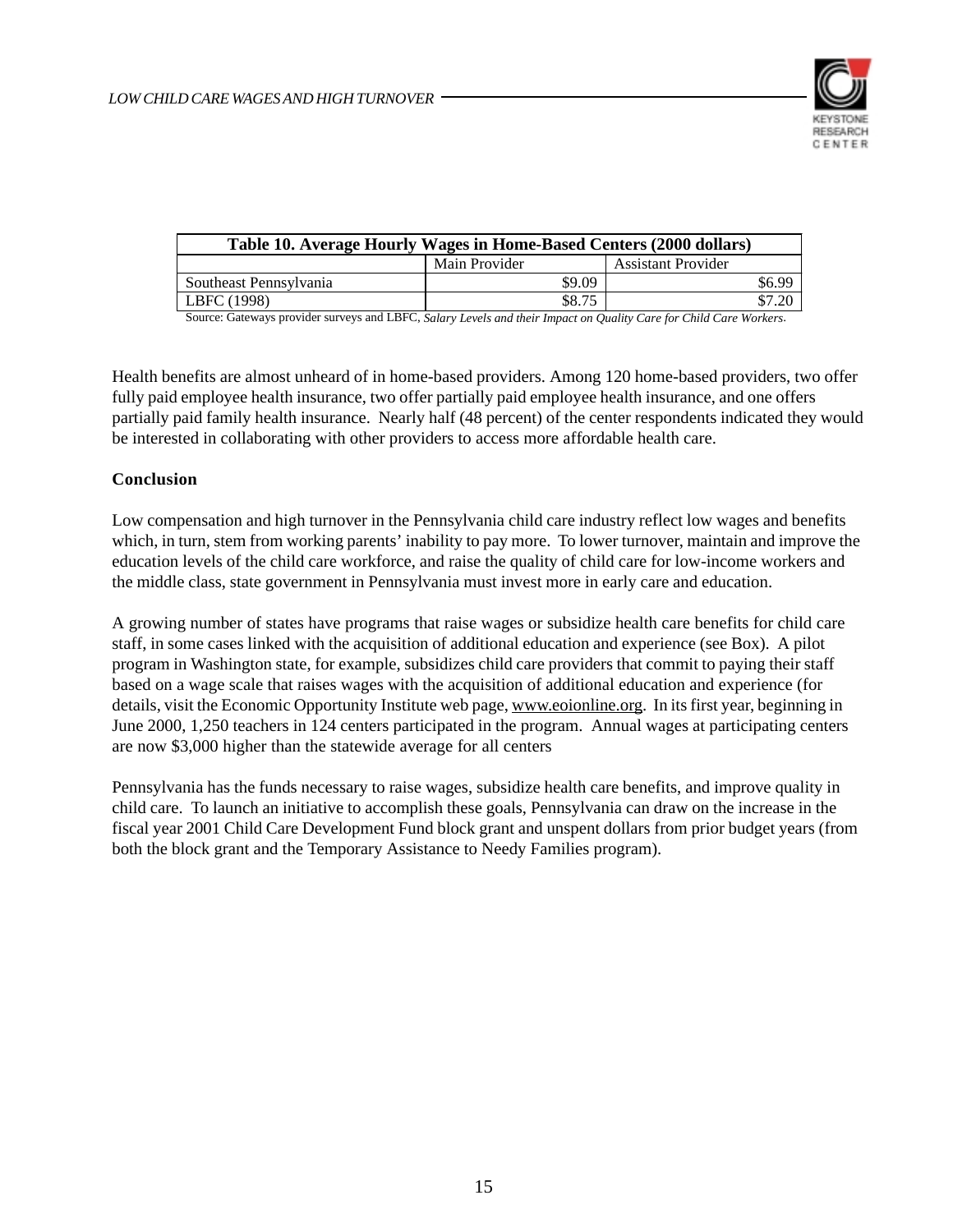| Table 10. Average Hourly Wages in Home-Based Centers (2000 dollars) | | |
|---|---|---|
| | Main Provider | Assistant Provider |
| Southeast Pennsylvania | $9.09 | $6.99 |
| LBFC (1998) | $8.75 | $7.20 |

Source: Gateways provider surveys and LBFC, *Salary Levels and their Impact on Quality Care for Child Care Workers*.

Health benefits are almost unheard of in home-based providers. Among 120 home-based providers, two offer fully paid employee health insurance, two offer partially paid employee health insurance, and one offers partially paid family health insurance. Nearly half (48 percent) of the center respondents indicated they would be interested in collaborating with other providers to access more affordable health care.

**Conclusion**

Low compensation and high turnover in the Pennsylvania child care industry reflect low wages and benefits which, in turn, stem from working parents' inability to pay more. To lower turnover, maintain and improve the education levels of the child care workforce, and raise the quality of child care for low-income workers and the middle class, state government in Pennsylvania must invest more in early care and education.

A growing number of states have programs that raise wages or subsidize health care benefits for child care staff, in some cases linked with the acquisition of additional education and experience (see Box). A pilot program in Washington state, for example, subsidizes child care providers that commit to paying their staff based on a wage scale that raises wages with the acquisition of additional education and experience (for details, visit the Economic Opportunity Institute web page, www.eoionline.org. In its first year, beginning in June 2000, 1,250 teachers in 124 centers participated in the program. Annual wages at participating centers are now $3,000 higher than the statewide average for all centers

Pennsylvania has the funds necessary to raise wages, subsidize health care benefits, and improve quality in child care. To launch an initiative to accomplish these goals, Pennsylvania can draw on the increase in the fiscal year 2001 Child Care Development Fund block grant and unspent dollars from prior budget years (from both the block grant and the Temporary Assistance to Needy Families program).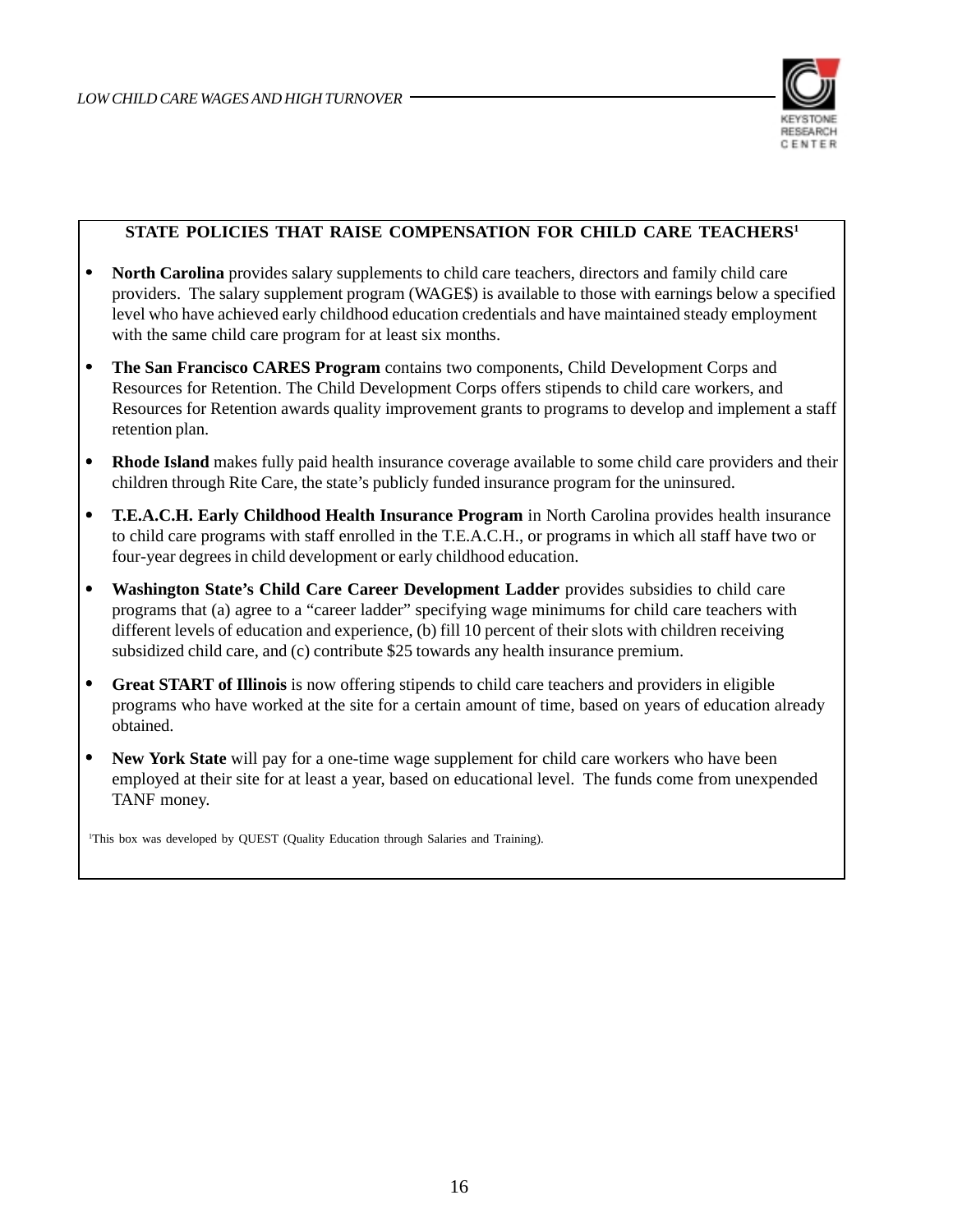### STATE POLICIES THAT RAISE COMPENSATION FOR CHILD CARE TEACHERS[1]

- **North Carolina** provides salary supplements to child care teachers, directors and family child care providers. The salary supplement program (WAGE$) is available to those with earnings below a specified level who have achieved early childhood education credentials and have maintained steady employment with the same child care program for at least six months.
- **The San Francisco CARES Program** contains two components, Child Development Corps and Resources for Retention. The Child Development Corps offers stipends to child care workers, and Resources for Retention awards quality improvement grants to programs to develop and implement a staff retention plan.
- **Rhode Island** makes fully paid health insurance coverage available to some child care providers and their children through Rite Care, the state's publicly funded insurance program for the uninsured.
- **T.E.A.C.H. Early Childhood Health Insurance Program** in North Carolina provides health insurance to child care programs with staff enrolled in the T.E.A.C.H., or programs in which all staff have two or four-year degrees in child development or early childhood education.
- **Washington State's Child Care Career Development Ladder** provides subsidies to child care programs that (a) agree to a "career ladder" specifying wage minimums for child care teachers with different levels of education and experience, (b) fill 10 percent of their slots with children receiving subsidized child care, and (c) contribute $25 towards any health insurance premium.
- **Great START of Illinois** is now offering stipends to child care teachers and providers in eligible programs who have worked at the site for a certain amount of time, based on years of education already obtained.
- **New York State** will pay for a one-time wage supplement for child care workers who have been employed at their site for at least a year, based on educational level. The funds come from unexpended TANF money.

[1]This box was developed by QUEST (Quality Education through Salaries and Training).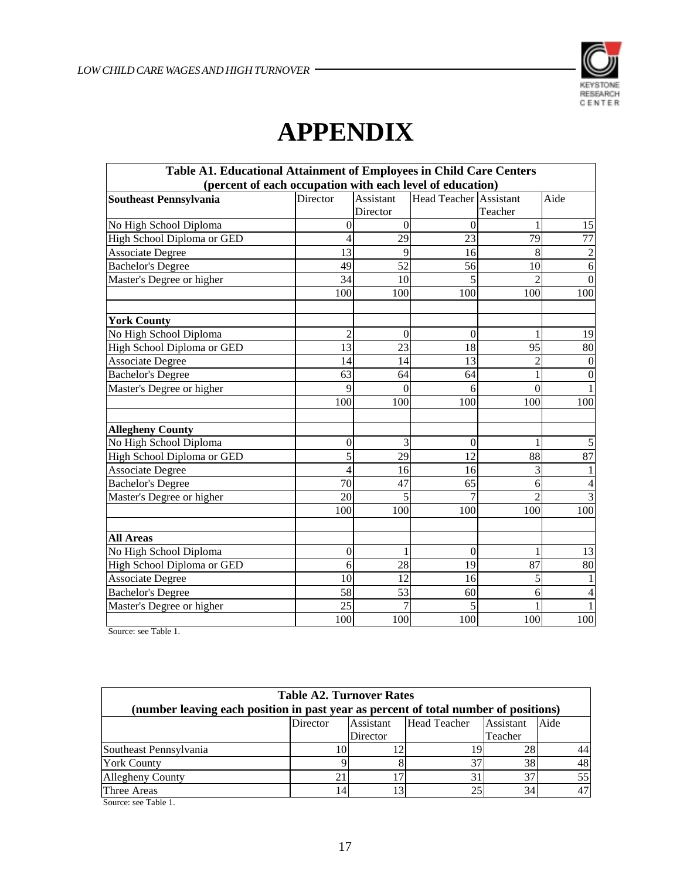# APPENDIX

| Table A1. Educational Attainment of Employees in Child Care Centers (percent of each occupation with each level of education) | | | | | |
|---|---|---|---|---|---|
| **Southeast Pennsylvania** | Director | Assistant Director | Head Teacher | Assistant Teacher | Aide |
| No High School Diploma | 0 | 0 | 0 | 1 | 15 |
| High School Diploma or GED | 4 | 29 | 23 | 79 | 77 |
| Associate Degree | 13 | 9 | 16 | 8 | 2 |
| Bachelor's Degree | 49 | 52 | 56 | 10 | 6 |
| Master's Degree or higher | 34 | 10 | 5 | 2 | 0 |
| | 100 | 100 | 100 | 100 | 100 |
| | | | | | |
| **York County** | | | | | |
| No High School Diploma | 2 | 0 | 0 | 1 | 19 |
| High School Diploma or GED | 13 | 23 | 18 | 95 | 80 |
| Associate Degree | 14 | 14 | 13 | 2 | 0 |
| Bachelor's Degree | 63 | 64 | 64 | 1 | 0 |
| Master's Degree or higher | 9 | 0 | 6 | 0 | 1 |
| | 100 | 100 | 100 | 100 | 100 |
| | | | | | |
| **Allegheny County** | | | | | |
| No High School Diploma | 0 | 3 | 0 | 1 | 5 |
| High School Diploma or GED | 5 | 29 | 12 | 88 | 87 |
| Associate Degree | 4 | 16 | 16 | 3 | 1 |
| Bachelor's Degree | 70 | 47 | 65 | 6 | 4 |
| Master's Degree or higher | 20 | 5 | 7 | 2 | 3 |
| | 100 | 100 | 100 | 100 | 100 |
| | | | | | |
| **All Areas** | | | | | |
| No High School Diploma | 0 | 1 | 0 | 1 | 13 |
| High School Diploma or GED | 6 | 28 | 19 | 87 | 80 |
| Associate Degree | 10 | 12 | 16 | 5 | 1 |
| Bachelor's Degree | 58 | 53 | 60 | 6 | 4 |
| Master's Degree or higher | 25 | 7 | 5 | 1 | 1 |
| | 100 | 100 | 100 | 100 | 100 |

Source: see Table 1.

| Table A2. Turnover Rates (number leaving each position in past year as percent of total number of positions) | | | | | |
|---|---|---|---|---|---|
| | Director | Assistant Director | Head Teacher | Assistant Teacher | Aide |
| Southeast Pennsylvania | 10 | 12 | 19 | 28 | 44 |
| York County | 9 | 8 | 37 | 38 | 48 |
| Allegheny County | 21 | 17 | 31 | 37 | 55 |
| Three Areas | 14 | 13 | 25 | 34 | 47 |

Source: see Table 1.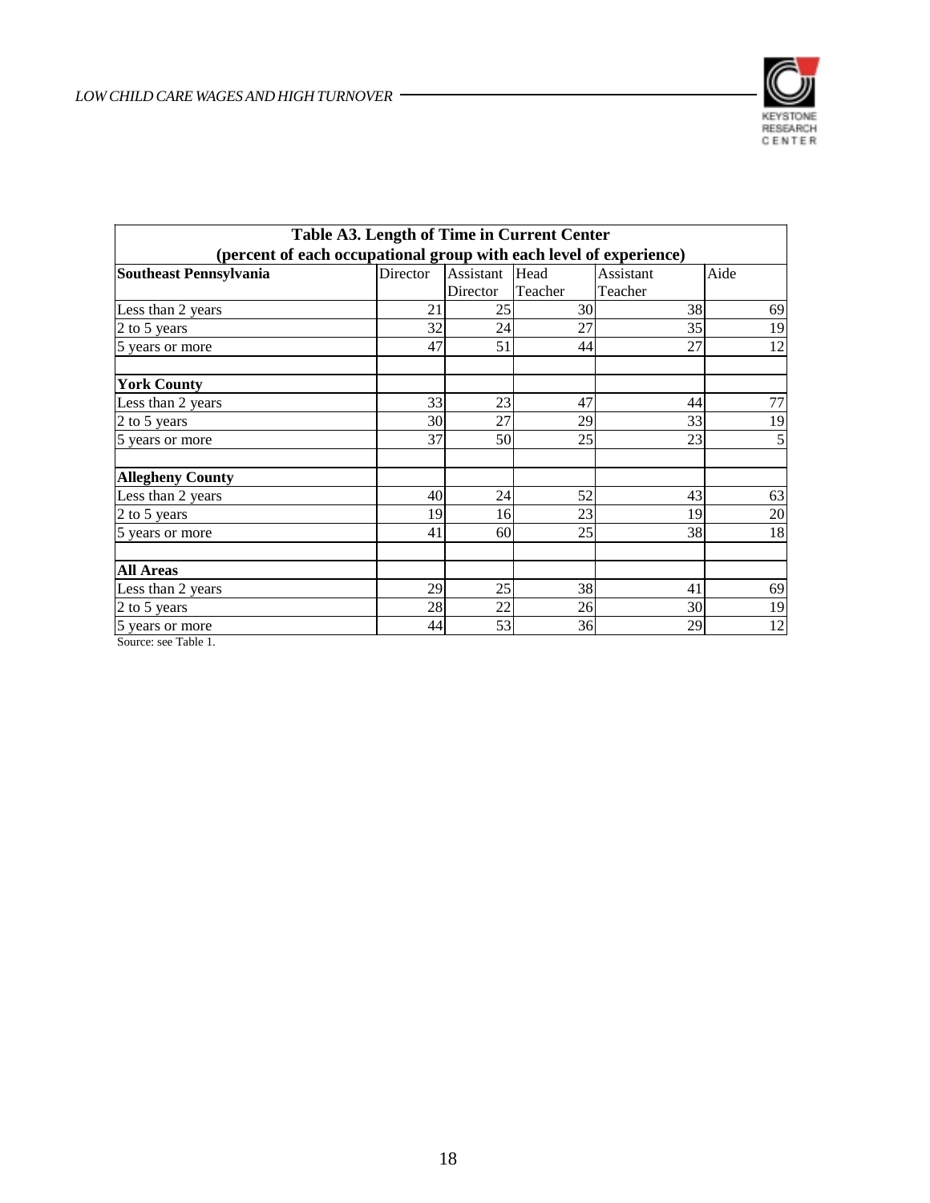**Table A3. Length of Time in Current Center**
**(percent of each occupational group with each level of experience)**

| **Southeast Pennsylvania** | Director | Assistant Director | Head Teacher | Assistant Teacher | Aide |
|---|---|---|---|---|---|
| Less than 2 years | 21 | 25 | 30 | 38 | 69 |
| 2 to 5 years | 32 | 24 | 27 | 35 | 19 |
| 5 years or more | 47 | 51 | 44 | 27 | 12 |
| | | | | | |
| **York County** | | | | | |
| Less than 2 years | 33 | 23 | 47 | 44 | 77 |
| 2 to 5 years | 30 | 27 | 29 | 33 | 19 |
| 5 years or more | 37 | 50 | 25 | 23 | 5 |
| | | | | | |
| **Allegheny County** | | | | | |
| Less than 2 years | 40 | 24 | 52 | 43 | 63 |
| 2 to 5 years | 19 | 16 | 23 | 19 | 20 |
| 5 years or more | 41 | 60 | 25 | 38 | 18 |
| | | | | | |
| **All Areas** | | | | | |
| Less than 2 years | 29 | 25 | 38 | 41 | 69 |
| 2 to 5 years | 28 | 22 | 26 | 30 | 19 |
| 5 years or more | 44 | 53 | 36 | 29 | 12 |

Source: see Table 1.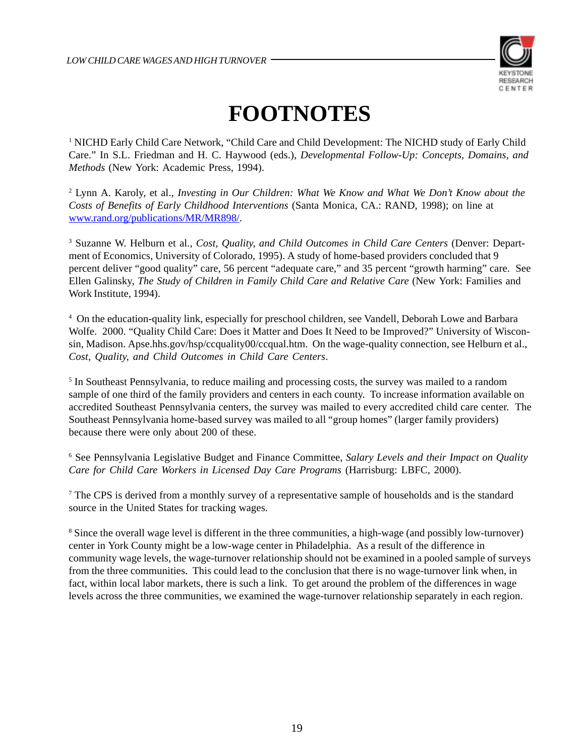# FOOTNOTES

[1] NICHD Early Child Care Network, "Child Care and Child Development: The NICHD study of Early Child Care." In S.L. Friedman and H. C. Haywood (eds.), *Developmental Follow-Up: Concepts, Domains, and Methods* (New York: Academic Press, 1994).

[2] Lynn A. Karoly, et al., *Investing in Our Children: What We Know and What We Don't Know about the Costs of Benefits of Early Childhood Interventions* (Santa Monica, CA.: RAND, 1998); on line at www.rand.org/publications/MR/MR898/.

[3] Suzanne W. Helburn et al., *Cost, Quality, and Child Outcomes in Child Care Centers* (Denver: Department of Economics, University of Colorado, 1995). A study of home-based providers concluded that 9 percent deliver "good quality" care, 56 percent "adequate care," and 35 percent "growth harming" care. See Ellen Galinsky, *The Study of Children in Family Child Care and Relative Care* (New York: Families and Work Institute, 1994).

[4] On the education-quality link, especially for preschool children, see Vandell, Deborah Lowe and Barbara Wolfe. 2000. "Quality Child Care: Does it Matter and Does It Need to be Improved?" University of Wisconsin, Madison. Apse.hhs.gov/hsp/ccquality00/ccqual.htm. On the wage-quality connection, see Helburn et al., *Cost, Quality, and Child Outcomes in Child Care Centers*.

[5] In Southeast Pennsylvania, to reduce mailing and processing costs, the survey was mailed to a random sample of one third of the family providers and centers in each county. To increase information available on accredited Southeast Pennsylvania centers, the survey was mailed to every accredited child care center. The Southeast Pennsylvania home-based survey was mailed to all "group homes" (larger family providers) because there were only about 200 of these.

[6] See Pennsylvania Legislative Budget and Finance Committee, *Salary Levels and their Impact on Quality Care for Child Care Workers in Licensed Day Care Programs* (Harrisburg: LBFC, 2000).

[7] The CPS is derived from a monthly survey of a representative sample of households and is the standard source in the United States for tracking wages.

[8] Since the overall wage level is different in the three communities, a high-wage (and possibly low-turnover) center in York County might be a low-wage center in Philadelphia. As a result of the difference in community wage levels, the wage-turnover relationship should not be examined in a pooled sample of surveys from the three communities. This could lead to the conclusion that there is no wage-turnover link when, in fact, within local labor markets, there is such a link. To get around the problem of the differences in wage levels across the three communities, we examined the wage-turnover relationship separately in each region.